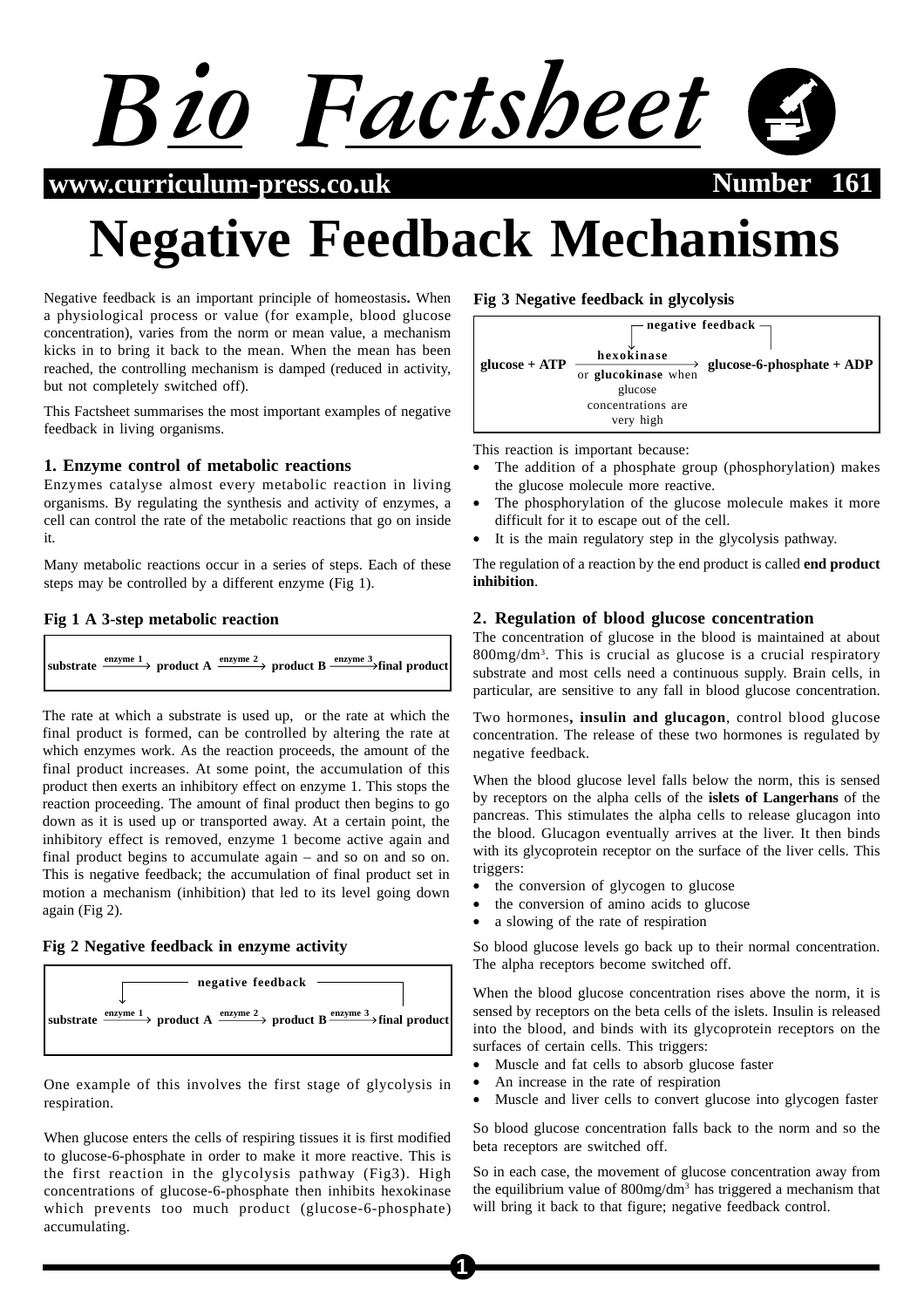# Negative Feedback Mechanisms

Negative feedback is an important principle of homeostasis. When a physiological process or value (for example, blood glucose concentration), varies from the norm or mean value, a mechanism kicks in to bring it back to the mean. When the mean has been reached, the controlling mechanism is damped (reduced in activity, but not completely switched off).

This Factsheet summarises the most important examples of negative feedback in living organisms.

### 1. Enzyme control of metabolic reactions

Enzymes catalyse almost every metabolic reaction in living organisms. By regulating the synthesis and activity of enzymes, a cell can control the rate of the metabolic reactions that go on inside it.

Many metabolic reactions occur in a series of steps. Each of these steps may be controlled by a different enzyme (Fig 1).

**Fig 1 A 3-step metabolic reaction**

$$\text{substrate} \xrightarrow{\text{enzyme 1}} \text{product A} \xrightarrow{\text{enzyme 2}} \text{product B} \xrightarrow{\text{enzyme 3}} \text{final product}$$

The rate at which a substrate is used up, or the rate at which the final product is formed, can be controlled by altering the rate at which enzymes work. As the reaction proceeds, the amount of the final product increases. At some point, the accumulation of this product then exerts an inhibitory effect on enzyme 1. This stops the reaction proceeding. The amount of final product then begins to go down as it is used up or transported away. At a certain point, the inhibitory effect is removed, enzyme 1 become active again and final product begins to accumulate again – and so on and so on. This is negative feedback; the accumulation of final product set in motion a mechanism (inhibition) that led to its level going down again (Fig 2).

**Fig 2 Negative feedback in enzyme activity**

negative feedback (from final product to enzyme 1)

$$\text{substrate} \xrightarrow{\text{enzyme 1}} \text{product A} \xrightarrow{\text{enzyme 2}} \text{product B} \xrightarrow{\text{enzyme 3}} \text{final product}$$

One example of this involves the first stage of glycolysis in respiration.

When glucose enters the cells of respiring tissues it is first modified to glucose-6-phosphate in order to make it more reactive. This is the first reaction in the glycolysis pathway (Fig3). High concentrations of glucose-6-phosphate then inhibits hexokinase which prevents too much product (glucose-6-phosphate) accumulating.

**Fig 3 Negative feedback in glycolysis**

negative feedback (from glucose-6-phosphate to hexokinase)

$$\text{glucose + ATP} \xrightarrow[\text{or glucokinase when glucose concentrations are very high}]{\text{hexokinase}} \text{glucose-6-phosphate + ADP}$$

This reaction is important because:

- The addition of a phosphate group (phosphorylation) makes the glucose molecule more reactive.
- The phosphorylation of the glucose molecule makes it more difficult for it to escape out of the cell.
- It is the main regulatory step in the glycolysis pathway.

The regulation of a reaction by the end product is called **end product inhibition**.

### 2. Regulation of blood glucose concentration

The concentration of glucose in the blood is maintained at about 800mg/dm$^3$. This is crucial as glucose is a crucial respiratory substrate and most cells need a continuous supply. Brain cells, in particular, are sensitive to any fall in blood glucose concentration.

Two hormones**, insulin and glucagon**, control blood glucose concentration. The release of these two hormones is regulated by negative feedback.

When the blood glucose level falls below the norm, this is sensed by receptors on the alpha cells of the **islets of Langerhans** of the pancreas. This stimulates the alpha cells to release glucagon into the blood. Glucagon eventually arrives at the liver. It then binds with its glycoprotein receptor on the surface of the liver cells. This triggers:

- the conversion of glycogen to glucose
- the conversion of amino acids to glucose
- a slowing of the rate of respiration

So blood glucose levels go back up to their normal concentration. The alpha receptors become switched off.

When the blood glucose concentration rises above the norm, it is sensed by receptors on the beta cells of the islets. Insulin is released into the blood, and binds with its glycoprotein receptors on the surfaces of certain cells. This triggers:

- Muscle and fat cells to absorb glucose faster
- An increase in the rate of respiration
- Muscle and liver cells to convert glucose into glycogen faster

So blood glucose concentration falls back to the norm and so the beta receptors are switched off.

So in each case, the movement of glucose concentration away from the equilibrium value of 800mg/dm$^3$ has triggered a mechanism that will bring it back to that figure; negative feedback control.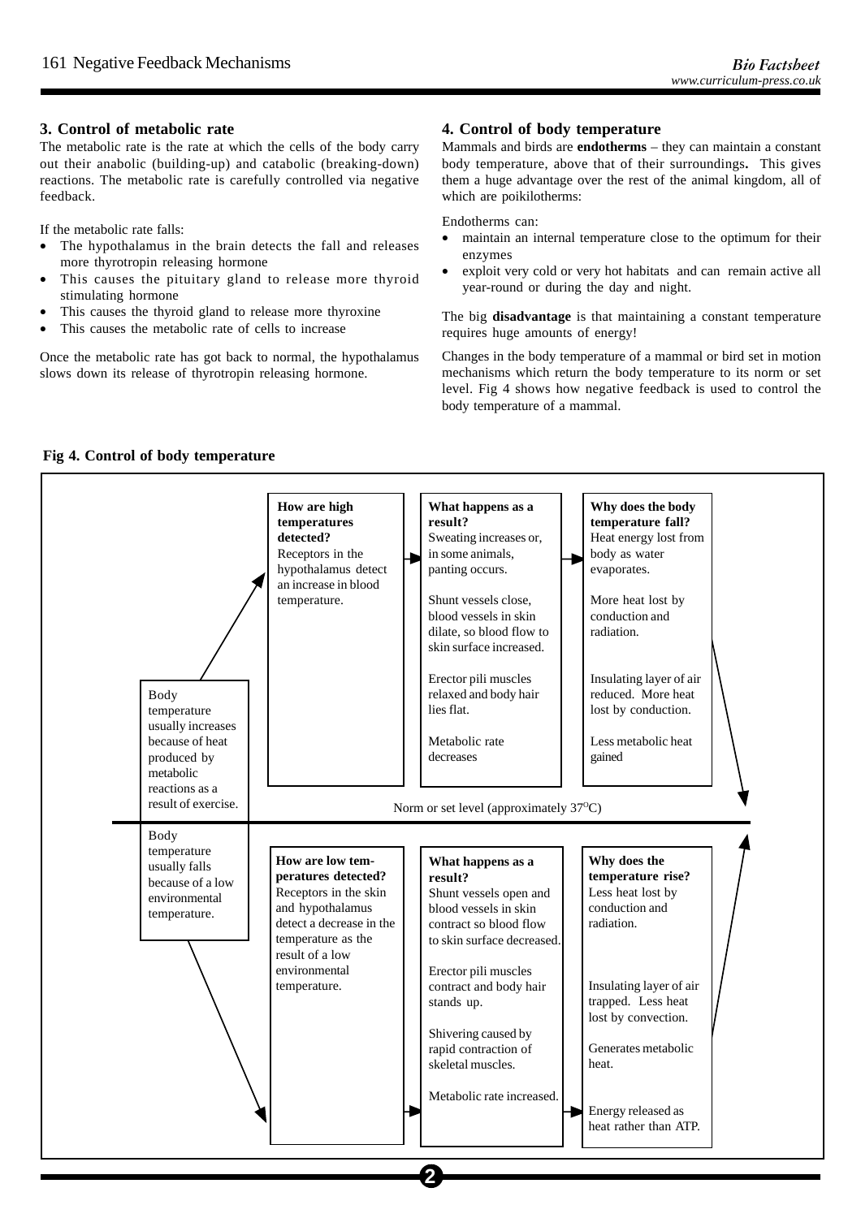## 3. Control of metabolic rate

The metabolic rate is the rate at which the cells of the body carry out their anabolic (building-up) and catabolic (breaking-down) reactions. The metabolic rate is carefully controlled via negative feedback.

If the metabolic rate falls:

- The hypothalamus in the brain detects the fall and releases more thyrotropin releasing hormone
- This causes the pituitary gland to release more thyroid stimulating hormone
- This causes the thyroid gland to release more thyroxine
- This causes the metabolic rate of cells to increase

Once the metabolic rate has got back to normal, the hypothalamus slows down its release of thyrotropin releasing hormone.

## 4. Control of body temperature

Mammals and birds are **endotherms** – they can maintain a constant body temperature, above that of their surroundings**.** This gives them a huge advantage over the rest of the animal kingdom, all of which are poikilotherms:

Endotherms can:

- maintain an internal temperature close to the optimum for their enzymes
- exploit very cold or very hot habitats and can remain active all year-round or during the day and night.

The big **disadvantage** is that maintaining a constant temperature requires huge amounts of energy!

Changes in the body temperature of a mammal or bird set in motion mechanisms which return the body temperature to its norm or set level. Fig 4 shows how negative feedback is used to control the body temperature of a mammal.

**Fig 4. Control of body temperature**

**Body temperature usually increases because of heat produced by metabolic reactions as a result of exercise.**

| How are high temperatures detected? | What happens as a result? | Why does the body temperature fall? |
|---|---|---|
| Receptors in the hypothalamus detect an increase in blood temperature. | Sweating increases or, in some animals, panting occurs. | Heat energy lost from body as water evaporates. |
| | Shunt vessels close, blood vessels in skin dilate, so blood flow to skin surface increased. | More heat lost by conduction and radiation. |
| | Erector pili muscles relaxed and body hair lies flat. | Insulating layer of air reduced. More heat lost by conduction. |
| | Metabolic rate decreases | Less metabolic heat gained |

Norm or set level (approximately 37°C)

**Body temperature usually falls because of a low environmental temperature.**

| How are low temperatures detected? | What happens as a result? | Why does the temperature rise? |
|---|---|---|
| Receptors in the skin and hypothalamus detect a decrease in the temperature as the result of a low environmental temperature. | Shunt vessels open and blood vessels in skin contract so blood flow to skin surface decreased. | Less heat lost by conduction and radiation. |
| | Erector pili muscles contract and body hair stands up. | Insulating layer of air trapped. Less heat lost by convection. |
| | Shivering caused by rapid contraction of skeletal muscles. | Generates metabolic heat. |
| | Metabolic rate increased. | Energy released as heat rather than ATP. |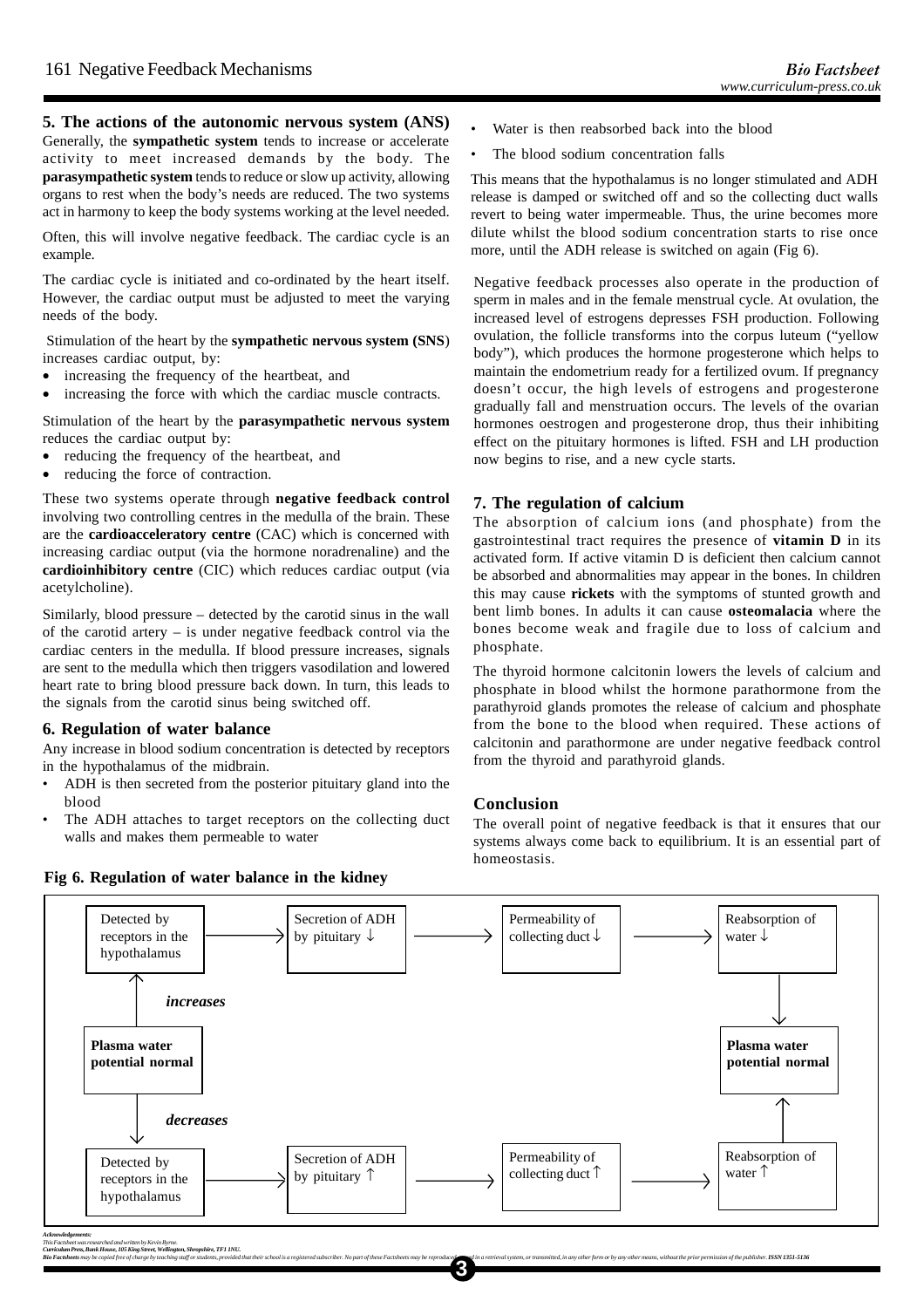## 5. The actions of the autonomic nervous system (ANS)

Generally, the **sympathetic system** tends to increase or accelerate activity to meet increased demands by the body. The **parasympathetic system** tends to reduce or slow up activity, allowing organs to rest when the body's needs are reduced. The two systems act in harmony to keep the body systems working at the level needed.

Often, this will involve negative feedback. The cardiac cycle is an example.

The cardiac cycle is initiated and co-ordinated by the heart itself. However, the cardiac output must be adjusted to meet the varying needs of the body.

Stimulation of the heart by the **sympathetic nervous system (SNS**) increases cardiac output, by:

- increasing the frequency of the heartbeat, and
- increasing the force with which the cardiac muscle contracts.

Stimulation of the heart by the **parasympathetic nervous system** reduces the cardiac output by:

- reducing the frequency of the heartbeat, and
- reducing the force of contraction.

These two systems operate through **negative feedback control** involving two controlling centres in the medulla of the brain. These are the **cardioacceleratory centre** (CAC) which is concerned with increasing cardiac output (via the hormone noradrenaline) and the **cardioinhibitory centre** (CIC) which reduces cardiac output (via acetylcholine).

Similarly, blood pressure – detected by the carotid sinus in the wall of the carotid artery – is under negative feedback control via the cardiac centers in the medulla. If blood pressure increases, signals are sent to the medulla which then triggers vasodilation and lowered heart rate to bring blood pressure back down. In turn, this leads to the signals from the carotid sinus being switched off.

## 6. Regulation of water balance

Any increase in blood sodium concentration is detected by receptors in the hypothalamus of the midbrain.

- ADH is then secreted from the posterior pituitary gland into the blood
- The ADH attaches to target receptors on the collecting duct walls and makes them permeable to water
- Water is then reabsorbed back into the blood
- The blood sodium concentration falls

This means that the hypothalamus is no longer stimulated and ADH release is damped or switched off and so the collecting duct walls revert to being water impermeable. Thus, the urine becomes more dilute whilst the blood sodium concentration starts to rise once more, until the ADH release is switched on again (Fig 6).

Negative feedback processes also operate in the production of sperm in males and in the female menstrual cycle. At ovulation, the increased level of estrogens depresses FSH production. Following ovulation, the follicle transforms into the corpus luteum ("yellow body"), which produces the hormone progesterone which helps to maintain the endometrium ready for a fertilized ovum. If pregnancy doesn't occur, the high levels of estrogens and progesterone gradually fall and menstruation occurs. The levels of the ovarian hormones oestrogen and progesterone drop, thus their inhibiting effect on the pituitary hormones is lifted. FSH and LH production now begins to rise, and a new cycle starts.

## 7. The regulation of calcium

The absorption of calcium ions (and phosphate) from the gastrointestinal tract requires the presence of **vitamin D** in its activated form. If active vitamin D is deficient then calcium cannot be absorbed and abnormalities may appear in the bones. In children this may cause **rickets** with the symptoms of stunted growth and bent limb bones. In adults it can cause **osteomalacia** where the bones become weak and fragile due to loss of calcium and phosphate.

The thyroid hormone calcitonin lowers the levels of calcium and phosphate in blood whilst the hormone parathormone from the parathyroid glands promotes the release of calcium and phosphate from the bone to the blood when required. These actions of calcitonin and parathormone are under negative feedback control from the thyroid and parathyroid glands.

## Conclusion

The overall point of negative feedback is that it ensures that our systems always come back to equilibrium. It is an essential part of homeostasis.

**Fig 6. Regulation of water balance in the kidney**

Plasma water potential normal

*increases*

Detected by receptors in the hypothalamus → Secretion of ADH by pituitary ↓ → Permeability of collecting duct ↓ → Reabsorption of water ↓ → Plasma water potential normal

*decreases*

Detected by receptors in the hypothalamus → Secretion of ADH by pituitary ↑ → Permeability of collecting duct ↑ → Reabsorption of water ↑ → Plasma water potential normal

***Acknowledgements:***
*This Factsheet was researched and written by Kevin Byrne.*
***Curriculum Press, Bank House, 105 King Street, Wellington, Shropshire, TF1 1NU.***
***Bio Factsheets** may be copied free of charge by teaching staff or students, provided that their school is a registered subscriber. No part of these Factsheets may be reproduced, stored in a retrieval system, or transmitted, in any other form or by any other means, without the prior permission of the publisher. **ISSN 1351-5136***